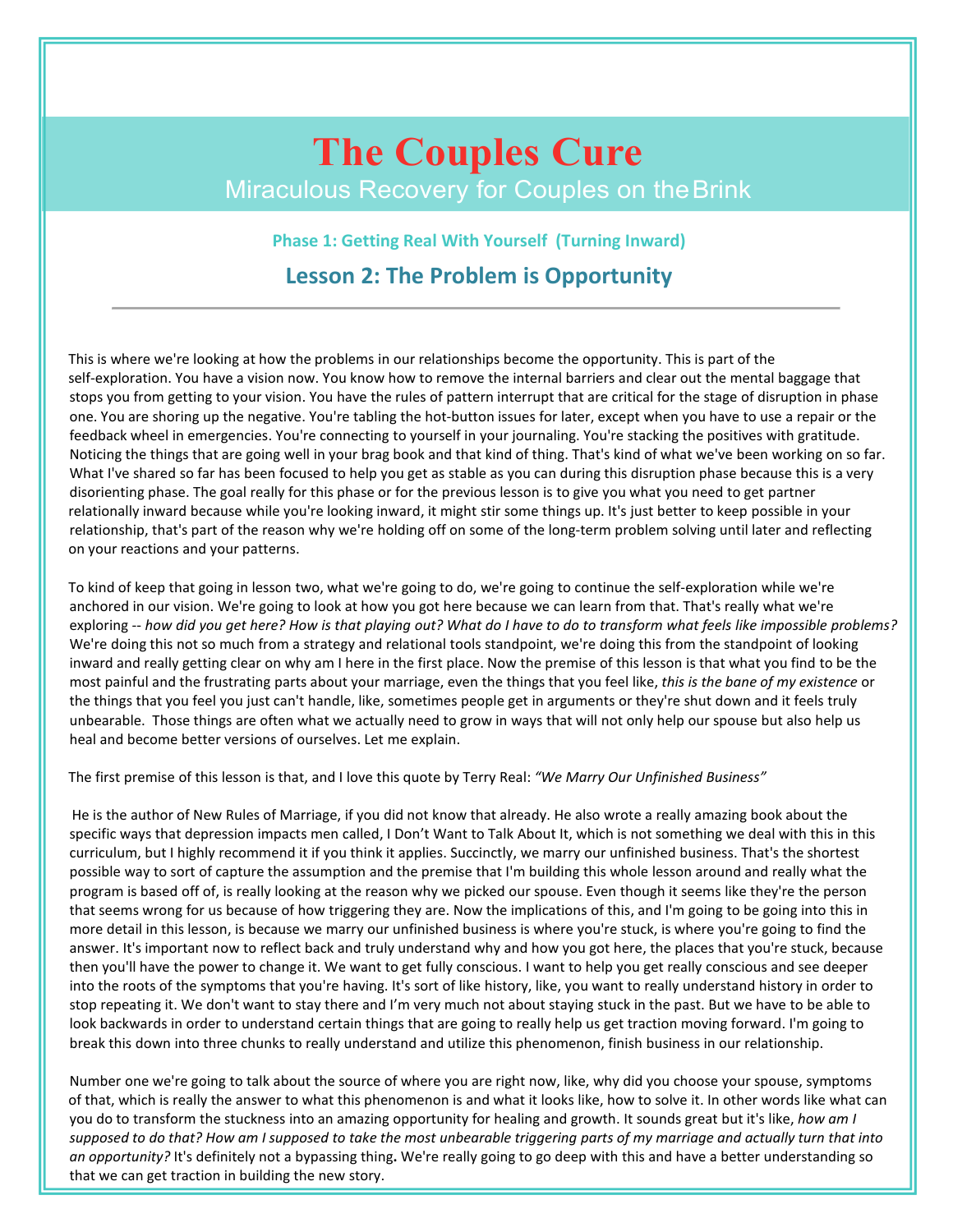# The Couples Cure

Miraculous Recovery for Couples on the Brink

### Phase 1: Getting Real With Yourself (Turning Inward)

## Lesson 2: The Problem is Opportunity

---

This is where we're looking at how the problems in our relationships become the opportunity. This is part of the self-exploration. You have a vision now. You know how to remove the internal barriers and clear out the mental baggage that stops you from getting to your vision. You have the rules of pattern interrupt that are critical for the stage of disruption in phase one. You are shoring up the negative. You're tabling the hot-button issues for later, except when you have to use a repair or the feedback wheel in emergencies. You're connecting to yourself in your journaling. You're stacking the positives with gratitude. Noticing the things that are going well in your brag book and that kind of thing. That's kind of what we've been working on so far. What I've shared so far has been focused to help you get as stable as you can during this disruption phase because this is a very disorienting phase. The goal really for this phase or for the previous lesson is to give you what you need to get partner relationally inward because while you're looking inward, it might stir some things up. It's just better to keep possible in your relationship, that's part of the reason why we're holding off on some of the long-term problem solving until later and reflecting on your reactions and your patterns.

To kind of keep that going in lesson two, what we're going to do, we're going to continue the self-exploration while we're anchored in our vision. We're going to look at how you got here because we can learn from that. That's really what we're exploring -- *how did you get here? How is that playing out? What do I have to do to transform what feels like impossible problems?* We're doing this not so much from a strategy and relational tools standpoint, we're doing this from the standpoint of looking inward and really getting clear on why am I here in the first place. Now the premise of this lesson is that what you find to be the most painful and the frustrating parts about your marriage, even the things that you feel like, *this is the bane of my existence* or the things that you feel you just can't handle, like, sometimes people get in arguments or they're shut down and it feels truly unbearable. Those things are often what we actually need to grow in ways that will not only help our spouse but also help us heal and become better versions of ourselves. Let me explain.

The first premise of this lesson is that, and I love this quote by Terry Real: *"We Marry Our Unfinished Business"*

He is the author of New Rules of Marriage, if you did not know that already. He also wrote a really amazing book about the specific ways that depression impacts men called, I Don't Want to Talk About It, which is not something we deal with this in this curriculum, but I highly recommend it if you think it applies. Succinctly, we marry our unfinished business. That's the shortest possible way to sort of capture the assumption and the premise that I'm building this whole lesson around and really what the program is based off of, is really looking at the reason why we picked our spouse. Even though it seems like they're the person that seems wrong for us because of how triggering they are. Now the implications of this, and I'm going to be going into this in more detail in this lesson, is because we marry our unfinished business is where you're stuck, is where you're going to find the answer. It's important now to reflect back and truly understand why and how you got here, the places that you're stuck, because then you'll have the power to change it. We want to get fully conscious. I want to help you get really conscious and see deeper into the roots of the symptoms that you're having. It's sort of like history, like, you want to really understand history in order to stop repeating it. We don't want to stay there and I'm very much not about staying stuck in the past. But we have to be able to look backwards in order to understand certain things that are going to really help us get traction moving forward. I'm going to break this down into three chunks to really understand and utilize this phenomenon, finish business in our relationship.

Number one we're going to talk about the source of where you are right now, like, why did you choose your spouse, symptoms of that, which is really the answer to what this phenomenon is and what it looks like, how to solve it. In other words like what can you do to transform the stuckness into an amazing opportunity for healing and growth. It sounds great but it's like, *how am I supposed to do that? How am I supposed to take the most unbearable triggering parts of my marriage and actually turn that into an opportunity?* It's definitely not a bypassing thing**.** We're really going to go deep with this and have a better understanding so that we can get traction in building the new story.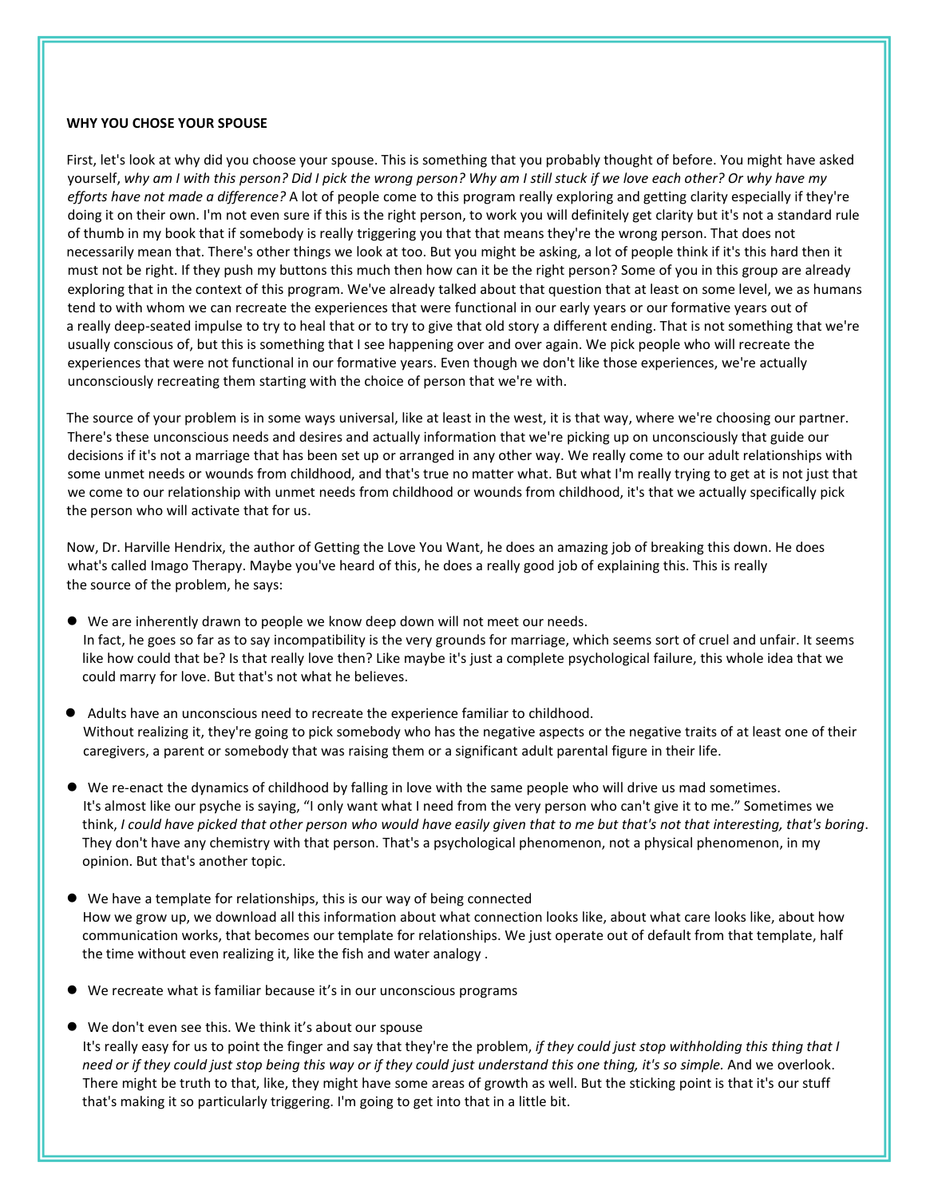**WHY YOU CHOSE YOUR SPOUSE**

First, let's look at why did you choose your spouse. This is something that you probably thought of before. You might have asked yourself, *why am I with this person? Did I pick the wrong person? Why am I still stuck if we love each other? Or why have my efforts have not made a difference?* A lot of people come to this program really exploring and getting clarity especially if they're doing it on their own. I'm not even sure if this is the right person, to work you will definitely get clarity but it's not a standard rule of thumb in my book that if somebody is really triggering you that that means they're the wrong person. That does not necessarily mean that. There's other things we look at too. But you might be asking, a lot of people think if it's this hard then it must not be right. If they push my buttons this much then how can it be the right person? Some of you in this group are already exploring that in the context of this program. We've already talked about that question that at least on some level, we as humans tend to with whom we can recreate the experiences that were functional in our early years or our formative years out of a really deep-seated impulse to try to heal that or to try to give that old story a different ending. That is not something that we're usually conscious of, but this is something that I see happening over and over again. We pick people who will recreate the experiences that were not functional in our formative years. Even though we don't like those experiences, we're actually unconsciously recreating them starting with the choice of person that we're with.

The source of your problem is in some ways universal, like at least in the west, it is that way, where we're choosing our partner. There's these unconscious needs and desires and actually information that we're picking up on unconsciously that guide our decisions if it's not a marriage that has been set up or arranged in any other way. We really come to our adult relationships with some unmet needs or wounds from childhood, and that's true no matter what. But what I'm really trying to get at is not just that we come to our relationship with unmet needs from childhood or wounds from childhood, it's that we actually specifically pick the person who will activate that for us.

Now, Dr. Harville Hendrix, the author of Getting the Love You Want, he does an amazing job of breaking this down. He does what's called Imago Therapy. Maybe you've heard of this, he does a really good job of explaining this. This is really the source of the problem, he says:

- We are inherently drawn to people we know deep down will not meet our needs.
  In fact, he goes so far as to say incompatibility is the very grounds for marriage, which seems sort of cruel and unfair. It seems like how could that be? Is that really love then? Like maybe it's just a complete psychological failure, this whole idea that we could marry for love. But that's not what he believes.

- Adults have an unconscious need to recreate the experience familiar to childhood.
  Without realizing it, they're going to pick somebody who has the negative aspects or the negative traits of at least one of their caregivers, a parent or somebody that was raising them or a significant adult parental figure in their life.

- We re-enact the dynamics of childhood by falling in love with the same people who will drive us mad sometimes.
  It's almost like our psyche is saying, "I only want what I need from the very person who can't give it to me." Sometimes we think, *I could have picked that other person who would have easily given that to me but that's not that interesting, that's boring*. They don't have any chemistry with that person. That's a psychological phenomenon, not a physical phenomenon, in my opinion. But that's another topic.

- We have a template for relationships, this is our way of being connected
  How we grow up, we download all this information about what connection looks like, about what care looks like, about how communication works, that becomes our template for relationships. We just operate out of default from that template, half the time without even realizing it, like the fish and water analogy .

- We recreate what is familiar because it's in our unconscious programs

- We don't even see this. We think it's about our spouse
  It's really easy for us to point the finger and say that they're the problem, *if they could just stop withholding this thing that I need or if they could just stop being this way or if they could just understand this one thing, it's so simple.* And we overlook. There might be truth to that, like, they might have some areas of growth as well. But the sticking point is that it's our stuff that's making it so particularly triggering. I'm going to get into that in a little bit.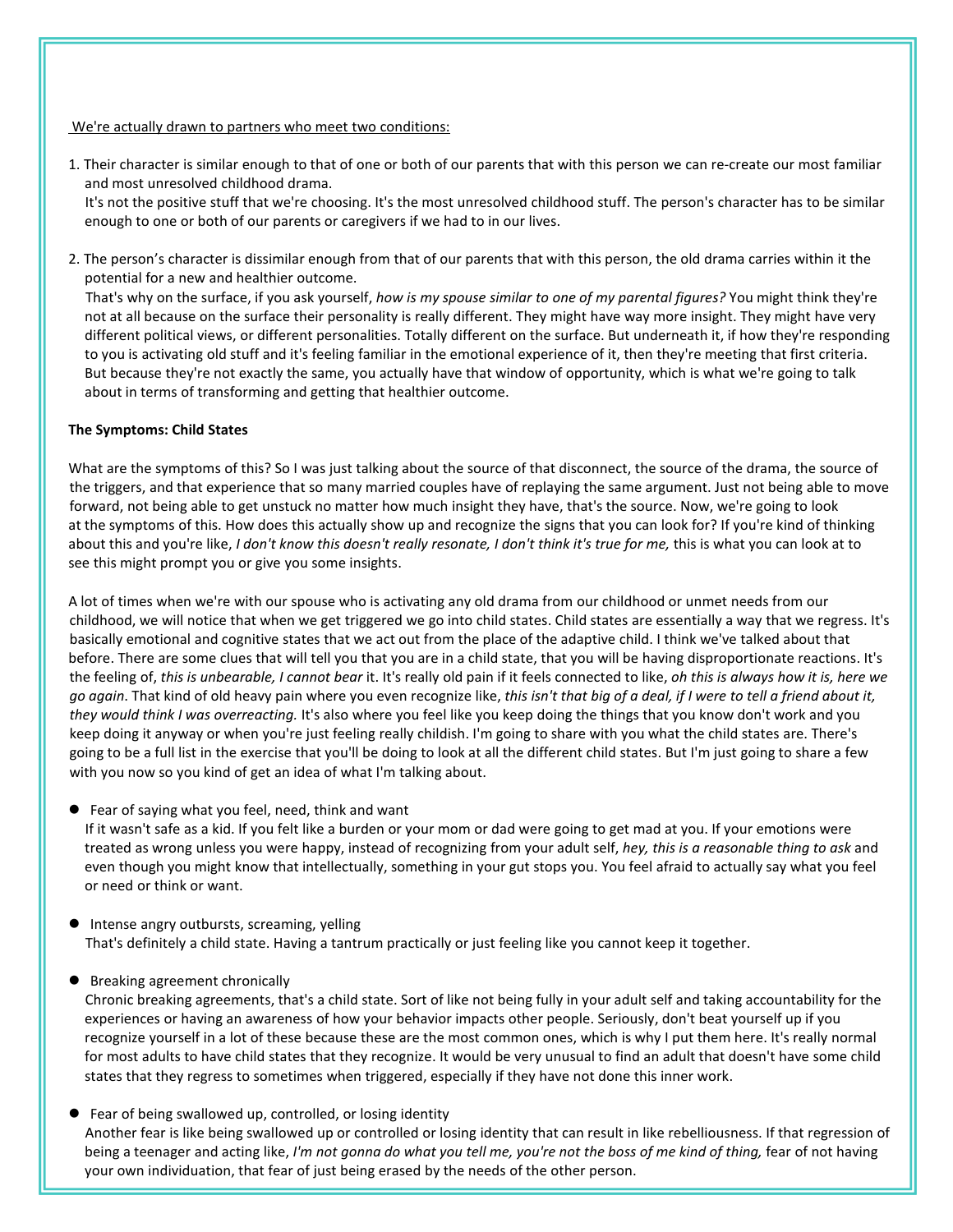We're actually drawn to partners who meet two conditions:

1. Their character is similar enough to that of one or both of our parents that with this person we can re-create our most familiar and most unresolved childhood drama.
   It's not the positive stuff that we're choosing. It's the most unresolved childhood stuff. The person's character has to be similar enough to one or both of our parents or caregivers if we had to in our lives.

2. The person's character is dissimilar enough from that of our parents that with this person, the old drama carries within it the potential for a new and healthier outcome.
   That's why on the surface, if you ask yourself, *how is my spouse similar to one of my parental figures?* You might think they're not at all because on the surface their personality is really different. They might have way more insight. They might have very different political views, or different personalities. Totally different on the surface. But underneath it, if how they're responding to you is activating old stuff and it's feeling familiar in the emotional experience of it, then they're meeting that first criteria. But because they're not exactly the same, you actually have that window of opportunity, which is what we're going to talk about in terms of transforming and getting that healthier outcome.

**The Symptoms: Child States**

What are the symptoms of this? So I was just talking about the source of that disconnect, the source of the drama, the source of the triggers, and that experience that so many married couples have of replaying the same argument. Just not being able to move forward, not being able to get unstuck no matter how much insight they have, that's the source. Now, we're going to look at the symptoms of this. How does this actually show up and recognize the signs that you can look for? If you're kind of thinking about this and you're like, *I don't know this doesn't really resonate, I don't think it's true for me,* this is what you can look at to see this might prompt you or give you some insights.

A lot of times when we're with our spouse who is activating any old drama from our childhood or unmet needs from our childhood, we will notice that when we get triggered we go into child states. Child states are essentially a way that we regress. It's basically emotional and cognitive states that we act out from the place of the adaptive child. I think we've talked about that before. There are some clues that will tell you that you are in a child state, that you will be having disproportionate reactions. It's the feeling of, *this is unbearable, I cannot bear* it. It's really old pain if it feels connected to like, *oh this is always how it is, here we go again*. That kind of old heavy pain where you even recognize like, *this isn't that big of a deal, if I were to tell a friend about it, they would think I was overreacting.* It's also where you feel like you keep doing the things that you know don't work and you keep doing it anyway or when you're just feeling really childish. I'm going to share with you what the child states are. There's going to be a full list in the exercise that you'll be doing to look at all the different child states. But I'm just going to share a few with you now so you kind of get an idea of what I'm talking about.

- Fear of saying what you feel, need, think and want
  If it wasn't safe as a kid. If you felt like a burden or your mom or dad were going to get mad at you. If your emotions were treated as wrong unless you were happy, instead of recognizing from your adult self, *hey, this is a reasonable thing to ask* and even though you might know that intellectually, something in your gut stops you. You feel afraid to actually say what you feel or need or think or want.

- Intense angry outbursts, screaming, yelling
  That's definitely a child state. Having a tantrum practically or just feeling like you cannot keep it together.

- Breaking agreement chronically
  Chronic breaking agreements, that's a child state. Sort of like not being fully in your adult self and taking accountability for the experiences or having an awareness of how your behavior impacts other people. Seriously, don't beat yourself up if you recognize yourself in a lot of these because these are the most common ones, which is why I put them here. It's really normal for most adults to have child states that they recognize. It would be very unusual to find an adult that doesn't have some child states that they regress to sometimes when triggered, especially if they have not done this inner work.

- Fear of being swallowed up, controlled, or losing identity
  Another fear is like being swallowed up or controlled or losing identity that can result in like rebelliousness. If that regression of being a teenager and acting like, *I'm not gonna do what you tell me, you're not the boss of me kind of thing,* fear of not having your own individuation, that fear of just being erased by the needs of the other person.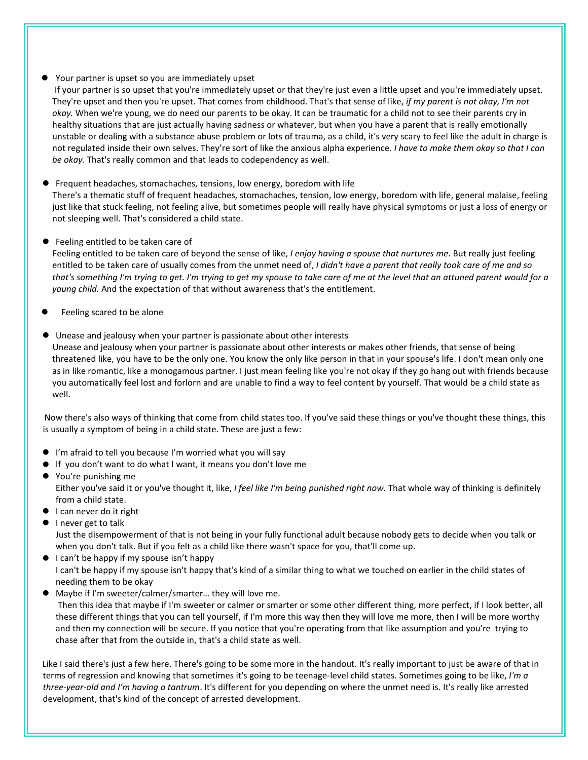- Your partner is upset so you are immediately upset

  If your partner is so upset that you're immediately upset or that they're just even a little upset and you're immediately upset. They're upset and then you're upset. That comes from childhood. That's that sense of like, *if my parent is not okay, I'm not okay.* When we're young, we do need our parents to be okay. It can be traumatic for a child not to see their parents cry in healthy situations that are just actually having sadness or whatever, but when you have a parent that is really emotionally unstable or dealing with a substance abuse problem or lots of trauma, as a child, it's very scary to feel like the adult in charge is not regulated inside their own selves. They're sort of like the anxious alpha experience. *I have to make them okay so that I can be okay.* That's really common and that leads to codependency as well.

- Frequent headaches, stomachaches, tensions, low energy, boredom with life

  There's a thematic stuff of frequent headaches, stomachaches, tension, low energy, boredom with life, general malaise, feeling just like that stuck feeling, not feeling alive, but sometimes people will really have physical symptoms or just a loss of energy or not sleeping well. That's considered a child state.

- Feeling entitled to be taken care of

  Feeling entitled to be taken care of beyond the sense of like, *I enjoy having a spouse that nurtures me*. But really just feeling entitled to be taken care of usually comes from the unmet need of, *I didn't have a parent that really took care of me and so that's something I'm trying to get. I'm trying to get my spouse to take care of me at the level that an attuned parent would for a young child.* And the expectation of that without awareness that's the entitlement.

- Feeling scared to be alone

- Unease and jealousy when your partner is passionate about other interests

  Unease and jealousy when your partner is passionate about other interests or makes other friends, that sense of being threatened like, you have to be the only one. You know the only like person in that in your spouse's life. I don't mean only one as in like romantic, like a monogamous partner. I just mean feeling like you're not okay if they go hang out with friends because you automatically feel lost and forlorn and are unable to find a way to feel content by yourself. That would be a child state as well.

Now there's also ways of thinking that come from child states too. If you've said these things or you've thought these things, this is usually a symptom of being in a child state. These are just a few:

- I'm afraid to tell you because I'm worried what you will say
- If you don't want to do what I want, it means you don't love me
- You're punishing me

  Either you've said it or you've thought it, like, *I feel like I'm being punished right now.* That whole way of thinking is definitely from a child state.
- I can never do it right
- I never get to talk

  Just the disempowerment of that is not being in your fully functional adult because nobody gets to decide when you talk or when you don't talk. But if you felt as a child like there wasn't space for you, that'll come up.
- I can't be happy if my spouse isn't happy

  I can't be happy if my spouse isn't happy that's kind of a similar thing to what we touched on earlier in the child states of needing them to be okay
- Maybe if I'm sweeter/calmer/smarter… they will love me.

  Then this idea that maybe if I'm sweeter or calmer or smarter or some other different thing, more perfect, if I look better, all these different things that you can tell yourself, if I'm more this way then they will love me more, then I will be more worthy and then my connection will be secure. If you notice that you're operating from that like assumption and you're trying to chase after that from the outside in, that's a child state as well.

Like I said there's just a few here. There's going to be some more in the handout. It's really important to just be aware of that in terms of regression and knowing that sometimes it's going to be teenage-level child states. Sometimes going to be like, *I'm a three-year-old and I'm having a tantrum*. It's different for you depending on where the unmet need is. It's really like arrested development, that's kind of the concept of arrested development.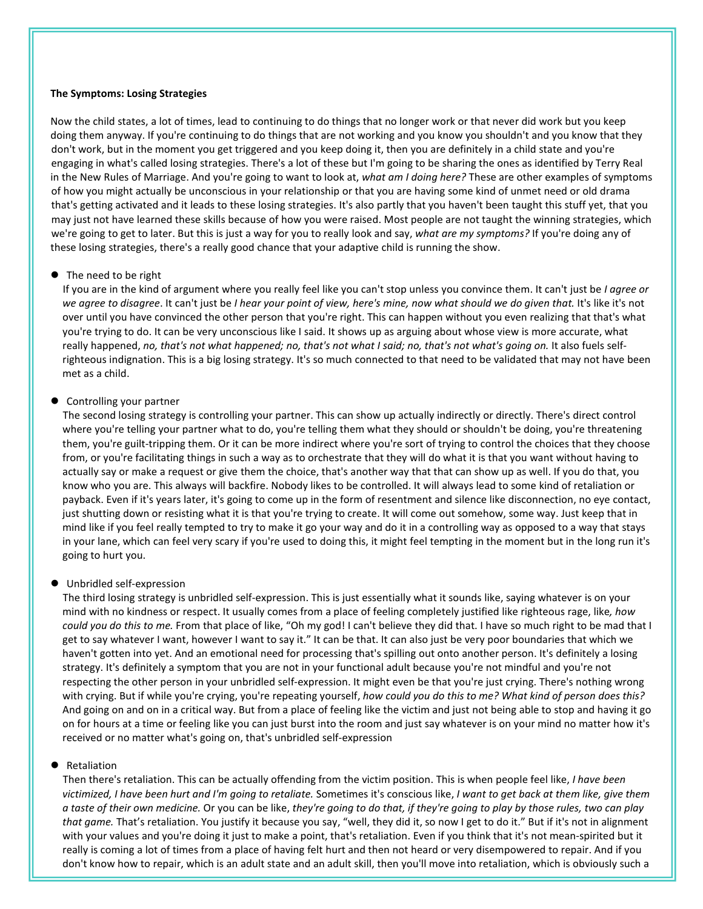**The Symptoms: Losing Strategies**

Now the child states, a lot of times, lead to continuing to do things that no longer work or that never did work but you keep doing them anyway. If you're continuing to do things that are not working and you know you shouldn't and you know that they don't work, but in the moment you get triggered and you keep doing it, then you are definitely in a child state and you're engaging in what's called losing strategies. There's a lot of these but I'm going to be sharing the ones as identified by Terry Real in the New Rules of Marriage. And you're going to want to look at, *what am I doing here?* These are other examples of symptoms of how you might actually be unconscious in your relationship or that you are having some kind of unmet need or old drama that's getting activated and it leads to these losing strategies. It's also partly that you haven't been taught this stuff yet, that you may just not have learned these skills because of how you were raised. Most people are not taught the winning strategies, which we're going to get to later. But this is just a way for you to really look and say, *what are my symptoms?* If you're doing any of these losing strategies, there's a really good chance that your adaptive child is running the show.

- The need to be right
  If you are in the kind of argument where you really feel like you can't stop unless you convince them. It can't just be *I agree or we agree to disagree*. It can't just be *I hear your point of view, here's mine, now what should we do given that.* It's like it's not over until you have convinced the other person that you're right. This can happen without you even realizing that that's what you're trying to do. It can be very unconscious like I said. It shows up as arguing about whose view is more accurate, what really happened, *no, that's not what happened; no, that's not what I said; no, that's not what's going on.* It also fuels self-righteous indignation. This is a big losing strategy. It's so much connected to that need to be validated that may not have been met as a child.

- Controlling your partner
  The second losing strategy is controlling your partner. This can show up actually indirectly or directly. There's direct control where you're telling your partner what to do, you're telling them what they should or shouldn't be doing, you're threatening them, you're guilt-tripping them. Or it can be more indirect where you're sort of trying to control the choices that they choose from, or you're facilitating things in such a way as to orchestrate that they will do what it is that you want without having to actually say or make a request or give them the choice, that's another way that that can show up as well. If you do that, you know who you are. This always will backfire. Nobody likes to be controlled. It will always lead to some kind of retaliation or payback. Even if it's years later, it's going to come up in the form of resentment and silence like disconnection, no eye contact, just shutting down or resisting what it is that you're trying to create. It will come out somehow, some way. Just keep that in mind like if you feel really tempted to try to make it go your way and do it in a controlling way as opposed to a way that stays in your lane, which can feel very scary if you're used to doing this, it might feel tempting in the moment but in the long run it's going to hurt you.

- Unbridled self-expression
  The third losing strategy is unbridled self-expression. This is just essentially what it sounds like, saying whatever is on your mind with no kindness or respect. It usually comes from a place of feeling completely justified like righteous rage, like*, how could you do this to me.* From that place of like, "Oh my god! I can't believe they did that. I have so much right to be mad that I get to say whatever I want, however I want to say it." It can be that. It can also just be very poor boundaries that which we haven't gotten into yet. And an emotional need for processing that's spilling out onto another person. It's definitely a losing strategy. It's definitely a symptom that you are not in your functional adult because you're not mindful and you're not respecting the other person in your unbridled self-expression. It might even be that you're just crying. There's nothing wrong with crying. But if while you're crying, you're repeating yourself, *how could you do this to me? What kind of person does this?* And going on and on in a critical way. But from a place of feeling like the victim and just not being able to stop and having it go on for hours at a time or feeling like you can just burst into the room and just say whatever is on your mind no matter how it's received or no matter what's going on, that's unbridled self-expression

- Retaliation
  Then there's retaliation. This can be actually offending from the victim position. This is when people feel like, *I have been victimized, I have been hurt and I'm going to retaliate.* Sometimes it's conscious like, *I want to get back at them like, give them a taste of their own medicine.* Or you can be like, *they're going to do that, if they're going to play by those rules, two can play that game.* That's retaliation. You justify it because you say, "well, they did it, so now I get to do it." But if it's not in alignment with your values and you're doing it just to make a point, that's retaliation. Even if you think that it's not mean-spirited but it really is coming a lot of times from a place of having felt hurt and then not heard or very disempowered to repair. And if you don't know how to repair, which is an adult state and an adult skill, then you'll move into retaliation, which is obviously such a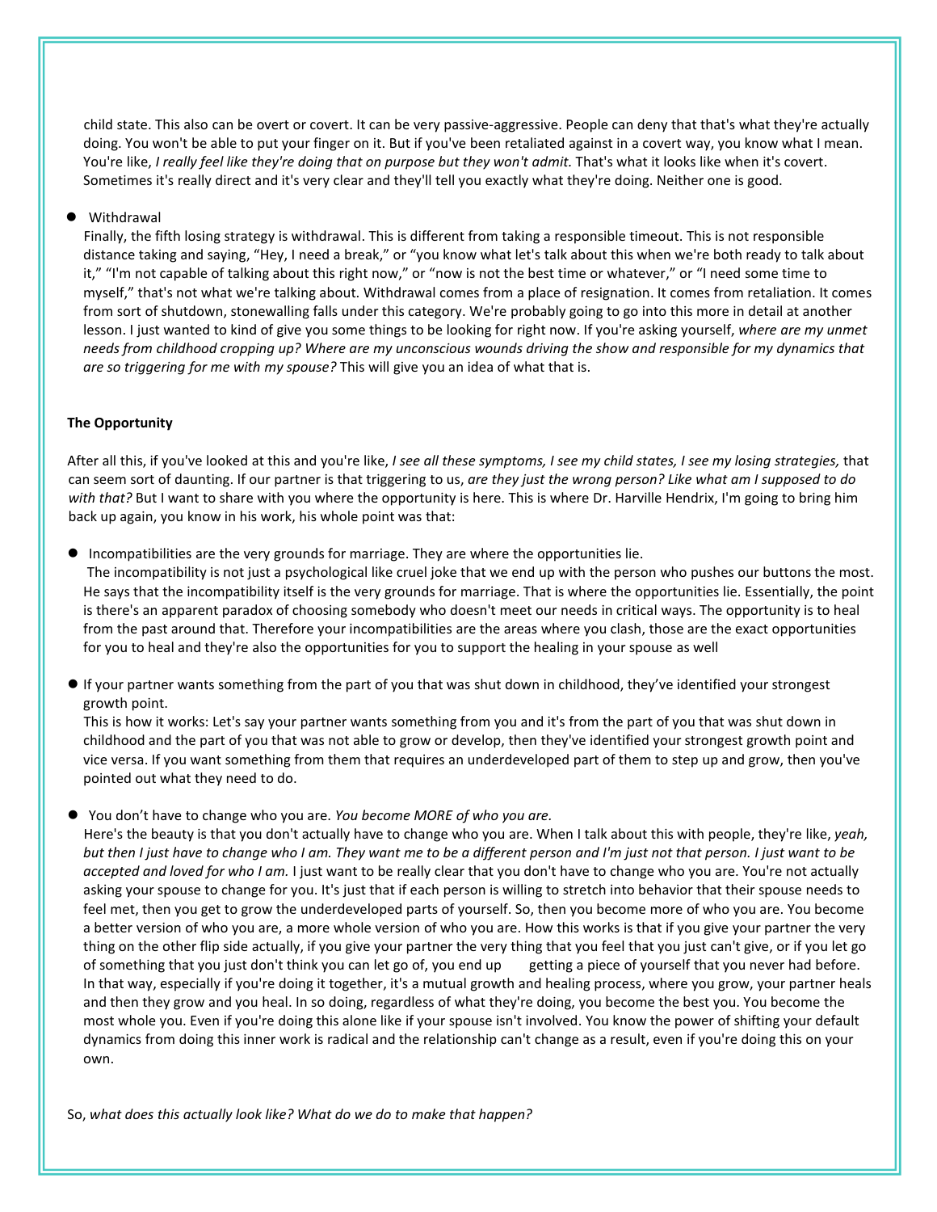child state. This also can be overt or covert. It can be very passive-aggressive. People can deny that that's what they're actually doing. You won't be able to put your finger on it. But if you've been retaliated against in a covert way, you know what I mean. You're like, *I really feel like they're doing that on purpose but they won't admit.* That's what it looks like when it's covert. Sometimes it's really direct and it's very clear and they'll tell you exactly what they're doing. Neither one is good.

- Withdrawal

  Finally, the fifth losing strategy is withdrawal. This is different from taking a responsible timeout. This is not responsible distance taking and saying, "Hey, I need a break," or "you know what let's talk about this when we're both ready to talk about it," "I'm not capable of talking about this right now," or "now is not the best time or whatever," or "I need some time to myself," that's not what we're talking about. Withdrawal comes from a place of resignation. It comes from retaliation. It comes from sort of shutdown, stonewalling falls under this category. We're probably going to go into this more in detail at another lesson. I just wanted to kind of give you some things to be looking for right now. If you're asking yourself, *where are my unmet needs from childhood cropping up? Where are my unconscious wounds driving the show and responsible for my dynamics that are so triggering for me with my spouse?* This will give you an idea of what that is.

**The Opportunity**

After all this, if you've looked at this and you're like, *I see all these symptoms, I see my child states, I see my losing strategies,* that can seem sort of daunting. If our partner is that triggering to us, *are they just the wrong person? Like what am I supposed to do with that?* But I want to share with you where the opportunity is here. This is where Dr. Harville Hendrix, I'm going to bring him back up again, you know in his work, his whole point was that:

- Incompatibilities are the very grounds for marriage. They are where the opportunities lie.

  The incompatibility is not just a psychological like cruel joke that we end up with the person who pushes our buttons the most. He says that the incompatibility itself is the very grounds for marriage. That is where the opportunities lie. Essentially, the point is there's an apparent paradox of choosing somebody who doesn't meet our needs in critical ways. The opportunity is to heal from the past around that. Therefore your incompatibilities are the areas where you clash, those are the exact opportunities for you to heal and they're also the opportunities for you to support the healing in your spouse as well

- If your partner wants something from the part of you that was shut down in childhood, they've identified your strongest growth point.

  This is how it works: Let's say your partner wants something from you and it's from the part of you that was shut down in childhood and the part of you that was not able to grow or develop, then they've identified your strongest growth point and vice versa. If you want something from them that requires an underdeveloped part of them to step up and grow, then you've pointed out what they need to do.

- You don't have to change who you are. *You become MORE of who you are.*

  Here's the beauty is that you don't actually have to change who you are. When I talk about this with people, they're like, *yeah, but then I just have to change who I am. They want me to be a different person and I'm just not that person. I just want to be accepted and loved for who I am.* I just want to be really clear that you don't have to change who you are. You're not actually asking your spouse to change for you. It's just that if each person is willing to stretch into behavior that their spouse needs to feel met, then you get to grow the underdeveloped parts of yourself. So, then you become more of who you are. You become a better version of who you are, a more whole version of who you are. How this works is that if you give your partner the very thing on the other flip side actually, if you give your partner the very thing that you feel that you just can't give, or if you let go of something that you just don't think you can let go of, you end up getting a piece of yourself that you never had before. In that way, especially if you're doing it together, it's a mutual growth and healing process, where you grow, your partner heals and then they grow and you heal. In so doing, regardless of what they're doing, you become the best you. You become the most whole you. Even if you're doing this alone like if your spouse isn't involved. You know the power of shifting your default dynamics from doing this inner work is radical and the relationship can't change as a result, even if you're doing this on your own.

So, *what does this actually look like? What do we do to make that happen?*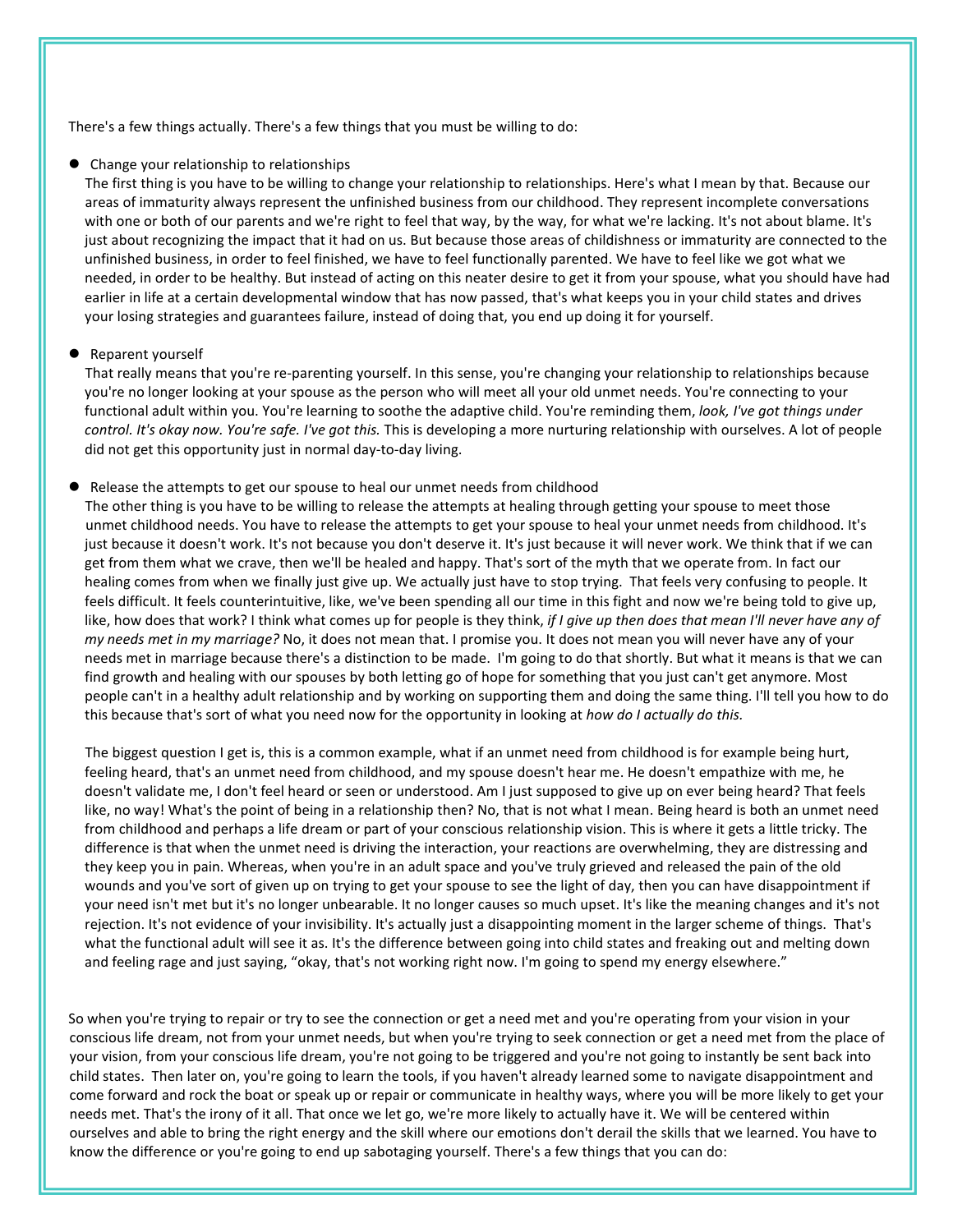There's a few things actually. There's a few things that you must be willing to do:

- Change your relationship to relationships

  The first thing is you have to be willing to change your relationship to relationships. Here's what I mean by that. Because our areas of immaturity always represent the unfinished business from our childhood. They represent incomplete conversations with one or both of our parents and we're right to feel that way, by the way, for what we're lacking. It's not about blame. It's just about recognizing the impact that it had on us. But because those areas of childishness or immaturity are connected to the unfinished business, in order to feel finished, we have to feel functionally parented. We have to feel like we got what we needed, in order to be healthy. But instead of acting on this neater desire to get it from your spouse, what you should have had earlier in life at a certain developmental window that has now passed, that's what keeps you in your child states and drives your losing strategies and guarantees failure, instead of doing that, you end up doing it for yourself.

- Reparent yourself

  That really means that you're re-parenting yourself. In this sense, you're changing your relationship to relationships because you're no longer looking at your spouse as the person who will meet all your old unmet needs. You're connecting to your functional adult within you. You're learning to soothe the adaptive child. You're reminding them, *look, I've got things under control. It's okay now. You're safe. I've got this.* This is developing a more nurturing relationship with ourselves. A lot of people did not get this opportunity just in normal day-to-day living.

- Release the attempts to get our spouse to heal our unmet needs from childhood

  The other thing is you have to be willing to release the attempts at healing through getting your spouse to meet those unmet childhood needs. You have to release the attempts to get your spouse to heal your unmet needs from childhood. It's just because it doesn't work. It's not because you don't deserve it. It's just because it will never work. We think that if we can get from them what we crave, then we'll be healed and happy. That's sort of the myth that we operate from. In fact our healing comes from when we finally just give up. We actually just have to stop trying. That feels very confusing to people. It feels difficult. It feels counterintuitive, like, we've been spending all our time in this fight and now we're being told to give up, like, how does that work? I think what comes up for people is they think, *if I give up then does that mean I'll never have any of my needs met in my marriage?* No, it does not mean that. I promise you. It does not mean you will never have any of your needs met in marriage because there's a distinction to be made. I'm going to do that shortly. But what it means is that we can find growth and healing with our spouses by both letting go of hope for something that you just can't get anymore. Most people can't in a healthy adult relationship and by working on supporting them and doing the same thing. I'll tell you how to do this because that's sort of what you need now for the opportunity in looking at *how do I actually do this.*

  The biggest question I get is, this is a common example, what if an unmet need from childhood is for example being hurt, feeling heard, that's an unmet need from childhood, and my spouse doesn't hear me. He doesn't empathize with me, he doesn't validate me, I don't feel heard or seen or understood. Am I just supposed to give up on ever being heard? That feels like, no way! What's the point of being in a relationship then? No, that is not what I mean. Being heard is both an unmet need from childhood and perhaps a life dream or part of your conscious relationship vision. This is where it gets a little tricky. The difference is that when the unmet need is driving the interaction, your reactions are overwhelming, they are distressing and they keep you in pain. Whereas, when you're in an adult space and you've truly grieved and released the pain of the old wounds and you've sort of given up on trying to get your spouse to see the light of day, then you can have disappointment if your need isn't met but it's no longer unbearable. It no longer causes so much upset. It's like the meaning changes and it's not rejection. It's not evidence of your invisibility. It's actually just a disappointing moment in the larger scheme of things. That's what the functional adult will see it as. It's the difference between going into child states and freaking out and melting down and feeling rage and just saying, "okay, that's not working right now. I'm going to spend my energy elsewhere."

So when you're trying to repair or try to see the connection or get a need met and you're operating from your vision in your conscious life dream, not from your unmet needs, but when you're trying to seek connection or get a need met from the place of your vision, from your conscious life dream, you're not going to be triggered and you're not going to instantly be sent back into child states. Then later on, you're going to learn the tools, if you haven't already learned some to navigate disappointment and come forward and rock the boat or speak up or repair or communicate in healthy ways, where you will be more likely to get your needs met. That's the irony of it all. That once we let go, we're more likely to actually have it. We will be centered within ourselves and able to bring the right energy and the skill where our emotions don't derail the skills that we learned. You have to know the difference or you're going to end up sabotaging yourself. There's a few things that you can do: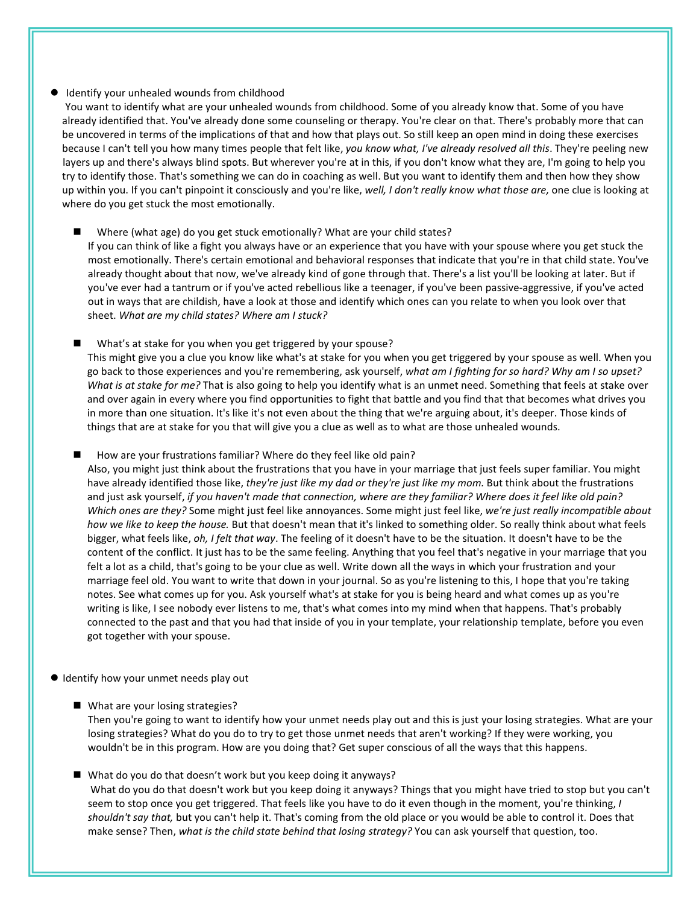- Identify your unhealed wounds from childhood

  You want to identify what are your unhealed wounds from childhood. Some of you already know that. Some of you have already identified that. You've already done some counseling or therapy. You're clear on that. There's probably more that can be uncovered in terms of the implications of that and how that plays out. So still keep an open mind in doing these exercises because I can't tell you how many times people that felt like, *you know what, I've already resolved all this*. They're peeling new layers up and there's always blind spots. But wherever you're at in this, if you don't know what they are, I'm going to help you try to identify those. That's something we can do in coaching as well. But you want to identify them and then how they show up within you. If you can't pinpoint it consciously and you're like, *well, I don't really know what those are,* one clue is looking at where do you get stuck the most emotionally.

  - Where (what age) do you get stuck emotionally? What are your child states?

    If you can think of like a fight you always have or an experience that you have with your spouse where you get stuck the most emotionally. There's certain emotional and behavioral responses that indicate that you're in that child state. You've already thought about that now, we've already kind of gone through that. There's a list you'll be looking at later. But if you've ever had a tantrum or if you've acted rebellious like a teenager, if you've been passive-aggressive, if you've acted out in ways that are childish, have a look at those and identify which ones can you relate to when you look over that sheet. *What are my child states? Where am I stuck?*

  - What's at stake for you when you get triggered by your spouse?

    This might give you a clue you know like what's at stake for you when you get triggered by your spouse as well. When you go back to those experiences and you're remembering, ask yourself, *what am I fighting for so hard? Why am I so upset? What is at stake for me?* That is also going to help you identify what is an unmet need. Something that feels at stake over and over again in every where you find opportunities to fight that battle and you find that that becomes what drives you in more than one situation. It's like it's not even about the thing that we're arguing about, it's deeper. Those kinds of things that are at stake for you that will give you a clue as well as to what are those unhealed wounds.

  - How are your frustrations familiar? Where do they feel like old pain?

    Also, you might just think about the frustrations that you have in your marriage that just feels super familiar. You might have already identified those like, *they're just like my dad or they're just like my mom.* But think about the frustrations and just ask yourself, *if you haven't made that connection, where are they familiar? Where does it feel like old pain? Which ones are they?* Some might just feel like annoyances. Some might just feel like, *we're just really incompatible about how we like to keep the house.* But that doesn't mean that it's linked to something older. So really think about what feels bigger, what feels like, *oh, I felt that way*. The feeling of it doesn't have to be the situation. It doesn't have to be the content of the conflict. It just has to be the same feeling. Anything that you feel that's negative in your marriage that you felt a lot as a child, that's going to be your clue as well. Write down all the ways in which your frustration and your marriage feel old. You want to write that down in your journal. So as you're listening to this, I hope that you're taking notes. See what comes up for you. Ask yourself what's at stake for you is being heard and what comes up as you're writing is like, I see nobody ever listens to me, that's what comes into my mind when that happens. That's probably connected to the past and that you had that inside of you in your template, your relationship template, before you even got together with your spouse.

- Identify how your unmet needs play out

  - What are your losing strategies?

    Then you're going to want to identify how your unmet needs play out and this is just your losing strategies. What are your losing strategies? What do you do to try to get those unmet needs that aren't working? If they were working, you wouldn't be in this program. How are you doing that? Get super conscious of all the ways that this happens.

  - What do you do that doesn't work but you keep doing it anyways?

    What do you do that doesn't work but you keep doing it anyways? Things that you might have tried to stop but you can't seem to stop once you get triggered. That feels like you have to do it even though in the moment, you're thinking, *I shouldn't say that,* but you can't help it. That's coming from the old place or you would be able to control it. Does that make sense? Then, *what is the child state behind that losing strategy?* You can ask yourself that question, too.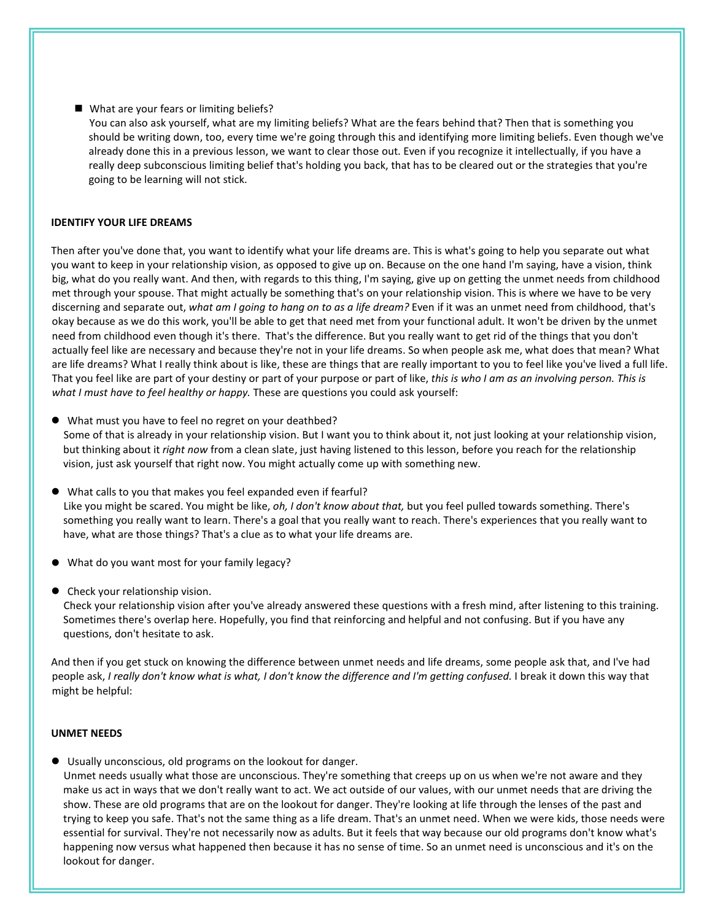- What are your fears or limiting beliefs?
  You can also ask yourself, what are my limiting beliefs? What are the fears behind that? Then that is something you should be writing down, too, every time we're going through this and identifying more limiting beliefs. Even though we've already done this in a previous lesson, we want to clear those out. Even if you recognize it intellectually, if you have a really deep subconscious limiting belief that's holding you back, that has to be cleared out or the strategies that you're going to be learning will not stick.

**IDENTIFY YOUR LIFE DREAMS**

Then after you've done that, you want to identify what your life dreams are. This is what's going to help you separate out what you want to keep in your relationship vision, as opposed to give up on. Because on the one hand I'm saying, have a vision, think big, what do you really want. And then, with regards to this thing, I'm saying, give up on getting the unmet needs from childhood met through your spouse. That might actually be something that's on your relationship vision. This is where we have to be very discerning and separate out, *what am I going to hang on to as a life dream?* Even if it was an unmet need from childhood, that's okay because as we do this work, you'll be able to get that need met from your functional adult. It won't be driven by the unmet need from childhood even though it's there. That's the difference. But you really want to get rid of the things that you don't actually feel like are necessary and because they're not in your life dreams. So when people ask me, what does that mean? What are life dreams? What I really think about is like, these are things that are really important to you to feel like you've lived a full life. That you feel like are part of your destiny or part of your purpose or part of like, *this is who I am as an involving person. This is what I must have to feel healthy or happy.* These are questions you could ask yourself:

- What must you have to feel no regret on your deathbed?
  Some of that is already in your relationship vision. But I want you to think about it, not just looking at your relationship vision, but thinking about it *right now* from a clean slate, just having listened to this lesson, before you reach for the relationship vision, just ask yourself that right now. You might actually come up with something new.

- What calls to you that makes you feel expanded even if fearful?
  Like you might be scared. You might be like, *oh, I don't know about that,* but you feel pulled towards something. There's something you really want to learn. There's a goal that you really want to reach. There's experiences that you really want to have, what are those things? That's a clue as to what your life dreams are.

- What do you want most for your family legacy?

- Check your relationship vision.
  Check your relationship vision after you've already answered these questions with a fresh mind, after listening to this training. Sometimes there's overlap here. Hopefully, you find that reinforcing and helpful and not confusing. But if you have any questions, don't hesitate to ask.

And then if you get stuck on knowing the difference between unmet needs and life dreams, some people ask that, and I've had people ask, *I really don't know what is what, I don't know the difference and I'm getting confused.* I break it down this way that might be helpful:

**UNMET NEEDS**

- Usually unconscious, old programs on the lookout for danger.
  Unmet needs usually what those are unconscious. They're something that creeps up on us when we're not aware and they make us act in ways that we don't really want to act. We act outside of our values, with our unmet needs that are driving the show. These are old programs that are on the lookout for danger. They're looking at life through the lenses of the past and trying to keep you safe. That's not the same thing as a life dream. That's an unmet need. When we were kids, those needs were essential for survival. They're not necessarily now as adults. But it feels that way because our old programs don't know what's happening now versus what happened then because it has no sense of time. So an unmet need is unconscious and it's on the lookout for danger.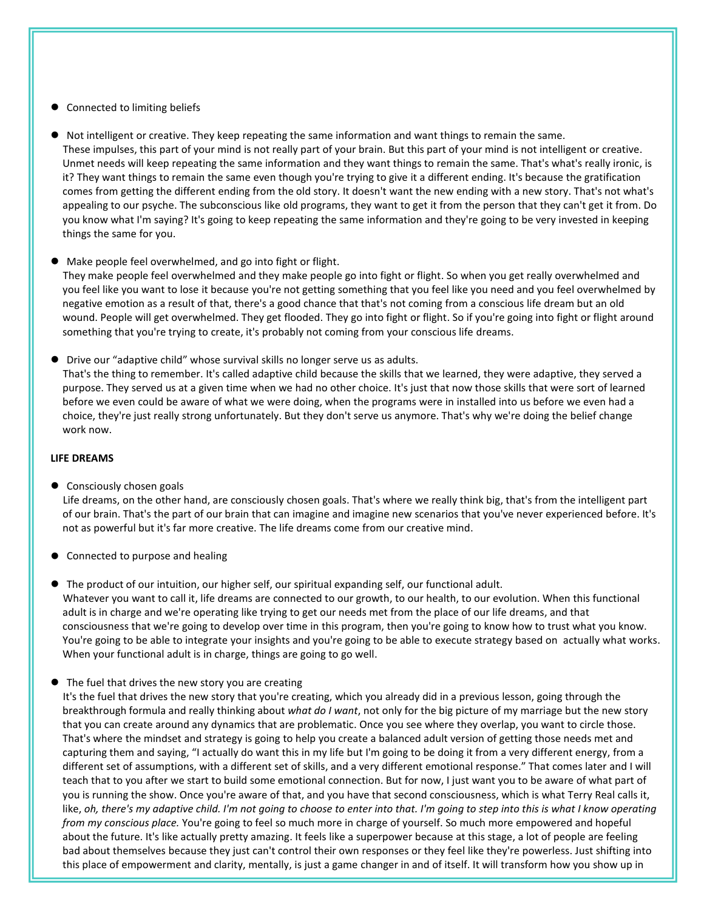- Connected to limiting beliefs

- Not intelligent or creative. They keep repeating the same information and want things to remain the same.
  These impulses, this part of your mind is not really part of your brain. But this part of your mind is not intelligent or creative. Unmet needs will keep repeating the same information and they want things to remain the same. That's what's really ironic, is it? They want things to remain the same even though you're trying to give it a different ending. It's because the gratification comes from getting the different ending from the old story. It doesn't want the new ending with a new story. That's not what's appealing to our psyche. The subconscious like old programs, they want to get it from the person that they can't get it from. Do you know what I'm saying? It's going to keep repeating the same information and they're going to be very invested in keeping things the same for you.

- Make people feel overwhelmed, and go into fight or flight.
  They make people feel overwhelmed and they make people go into fight or flight. So when you get really overwhelmed and you feel like you want to lose it because you're not getting something that you feel like you need and you feel overwhelmed by negative emotion as a result of that, there's a good chance that that's not coming from a conscious life dream but an old wound. People will get overwhelmed. They get flooded. They go into fight or flight. So if you're going into fight or flight around something that you're trying to create, it's probably not coming from your conscious life dreams.

- Drive our "adaptive child" whose survival skills no longer serve us as adults.
  That's the thing to remember. It's called adaptive child because the skills that we learned, they were adaptive, they served a purpose. They served us at a given time when we had no other choice. It's just that now those skills that were sort of learned before we even could be aware of what we were doing, when the programs were in installed into us before we even had a choice, they're just really strong unfortunately. But they don't serve us anymore. That's why we're doing the belief change work now.

**LIFE DREAMS**

- Consciously chosen goals
  Life dreams, on the other hand, are consciously chosen goals. That's where we really think big, that's from the intelligent part of our brain. That's the part of our brain that can imagine and imagine new scenarios that you've never experienced before. It's not as powerful but it's far more creative. The life dreams come from our creative mind.

- Connected to purpose and healing

- The product of our intuition, our higher self, our spiritual expanding self, our functional adult.
  Whatever you want to call it, life dreams are connected to our growth, to our health, to our evolution. When this functional adult is in charge and we're operating like trying to get our needs met from the place of our life dreams, and that consciousness that we're going to develop over time in this program, then you're going to know how to trust what you know. You're going to be able to integrate your insights and you're going to be able to execute strategy based on actually what works. When your functional adult is in charge, things are going to go well.

- The fuel that drives the new story you are creating
  It's the fuel that drives the new story that you're creating, which you already did in a previous lesson, going through the breakthrough formula and really thinking about *what do I want*, not only for the big picture of my marriage but the new story that you can create around any dynamics that are problematic. Once you see where they overlap, you want to circle those. That's where the mindset and strategy is going to help you create a balanced adult version of getting those needs met and capturing them and saying, "I actually do want this in my life but I'm going to be doing it from a very different energy, from a different set of assumptions, with a different set of skills, and a very different emotional response." That comes later and I will teach that to you after we start to build some emotional connection. But for now, I just want you to be aware of what part of you is running the show. Once you're aware of that, and you have that second consciousness, which is what Terry Real calls it, like, *oh, there's my adaptive child. I'm not going to choose to enter into that. I'm going to step into this is what I know operating from my conscious place.* You're going to feel so much more in charge of yourself. So much more empowered and hopeful about the future. It's like actually pretty amazing. It feels like a superpower because at this stage, a lot of people are feeling bad about themselves because they just can't control their own responses or they feel like they're powerless. Just shifting into this place of empowerment and clarity, mentally, is just a game changer in and of itself. It will transform how you show up in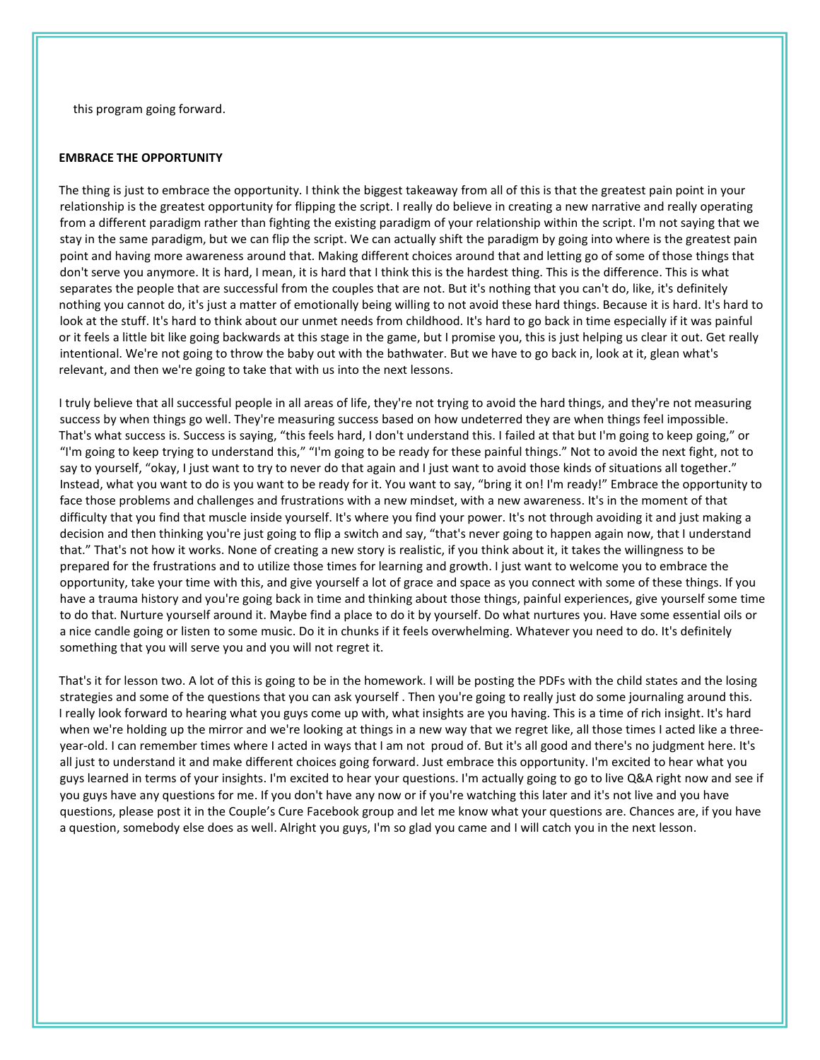this program going forward.

**EMBRACE THE OPPORTUNITY**

The thing is just to embrace the opportunity. I think the biggest takeaway from all of this is that the greatest pain point in your relationship is the greatest opportunity for flipping the script. I really do believe in creating a new narrative and really operating from a different paradigm rather than fighting the existing paradigm of your relationship within the script. I'm not saying that we stay in the same paradigm, but we can flip the script. We can actually shift the paradigm by going into where is the greatest pain point and having more awareness around that. Making different choices around that and letting go of some of those things that don't serve you anymore. It is hard, I mean, it is hard that I think this is the hardest thing. This is the difference. This is what separates the people that are successful from the couples that are not. But it's nothing that you can't do, like, it's definitely nothing you cannot do, it's just a matter of emotionally being willing to not avoid these hard things. Because it is hard. It's hard to look at the stuff. It's hard to think about our unmet needs from childhood. It's hard to go back in time especially if it was painful or it feels a little bit like going backwards at this stage in the game, but I promise you, this is just helping us clear it out. Get really intentional. We're not going to throw the baby out with the bathwater. But we have to go back in, look at it, glean what's relevant, and then we're going to take that with us into the next lessons.

I truly believe that all successful people in all areas of life, they're not trying to avoid the hard things, and they're not measuring success by when things go well. They're measuring success based on how undeterred they are when things feel impossible. That's what success is. Success is saying, "this feels hard, I don't understand this. I failed at that but I'm going to keep going," or "I'm going to keep trying to understand this," "I'm going to be ready for these painful things." Not to avoid the next fight, not to say to yourself, "okay, I just want to try to never do that again and I just want to avoid those kinds of situations all together." Instead, what you want to do is you want to be ready for it. You want to say, "bring it on! I'm ready!" Embrace the opportunity to face those problems and challenges and frustrations with a new mindset, with a new awareness. It's in the moment of that difficulty that you find that muscle inside yourself. It's where you find your power. It's not through avoiding it and just making a decision and then thinking you're just going to flip a switch and say, "that's never going to happen again now, that I understand that." That's not how it works. None of creating a new story is realistic, if you think about it, it takes the willingness to be prepared for the frustrations and to utilize those times for learning and growth. I just want to welcome you to embrace the opportunity, take your time with this, and give yourself a lot of grace and space as you connect with some of these things. If you have a trauma history and you're going back in time and thinking about those things, painful experiences, give yourself some time to do that. Nurture yourself around it. Maybe find a place to do it by yourself. Do what nurtures you. Have some essential oils or a nice candle going or listen to some music. Do it in chunks if it feels overwhelming. Whatever you need to do. It's definitely something that you will serve you and you will not regret it.

That's it for lesson two. A lot of this is going to be in the homework. I will be posting the PDFs with the child states and the losing strategies and some of the questions that you can ask yourself . Then you're going to really just do some journaling around this. I really look forward to hearing what you guys come up with, what insights are you having. This is a time of rich insight. It's hard when we're holding up the mirror and we're looking at things in a new way that we regret like, all those times I acted like a three-year-old. I can remember times where I acted in ways that I am not proud of. But it's all good and there's no judgment here. It's all just to understand it and make different choices going forward. Just embrace this opportunity. I'm excited to hear what you guys learned in terms of your insights. I'm excited to hear your questions. I'm actually going to go to live Q&A right now and see if you guys have any questions for me. If you don't have any now or if you're watching this later and it's not live and you have questions, please post it in the Couple's Cure Facebook group and let me know what your questions are. Chances are, if you have a question, somebody else does as well. Alright you guys, I'm so glad you came and I will catch you in the next lesson.